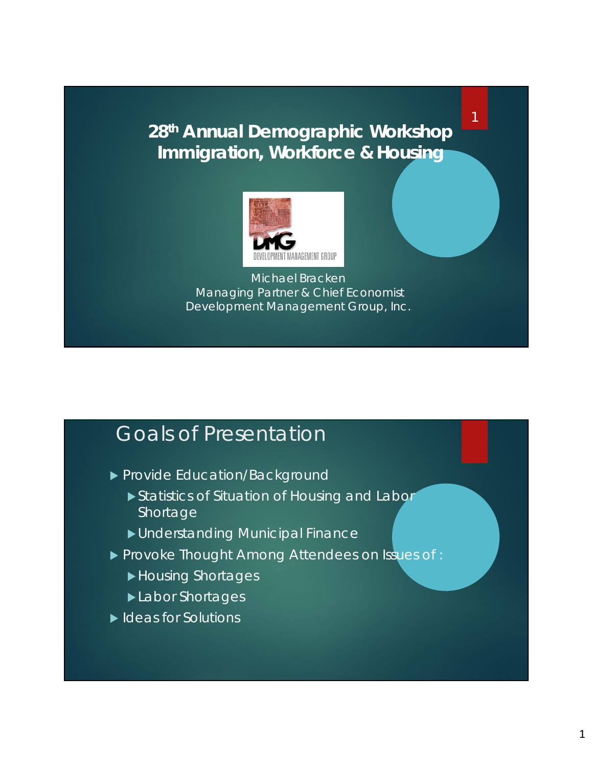# 28th Annual Demographic Workshop
# Immigration, Workforce & Housing

DMG
DEVELOPMENT MANAGEMENT GROUP

Michael Bracken
Managing Partner & Chief Economist
Development Management Group, Inc.

## Goals of Presentation

- Provide Education/Background
  - Statistics of Situation of Housing and Labor Shortage
  - Understanding Municipal Finance
- Provoke Thought Among Attendees on Issues of :
  - Housing Shortages
  - Labor Shortages
- Ideas for Solutions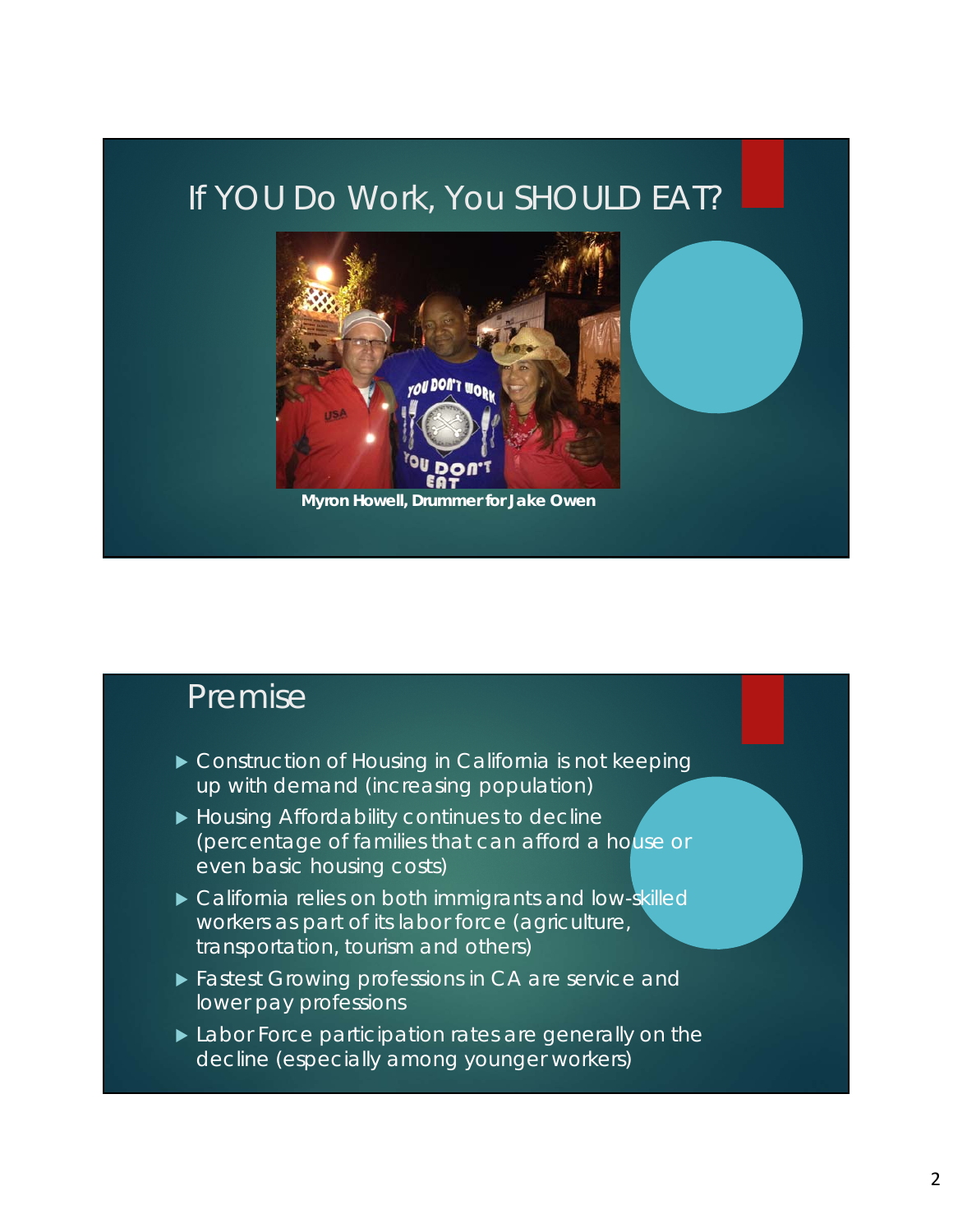## If YOU Do Work, You SHOULD EAT?

Myron Howell, Drummer for Jake Owen

## Premise

- Construction of Housing in California is not keeping up with demand (increasing population)
- Housing Affordability continues to decline (percentage of families that can afford a house or even basic housing costs)
- California relies on both immigrants and low-skilled workers as part of its labor force (agriculture, transportation, tourism and others)
- Fastest Growing professions in CA are service and lower pay professions
- Labor Force participation rates are generally on the decline (especially among younger workers)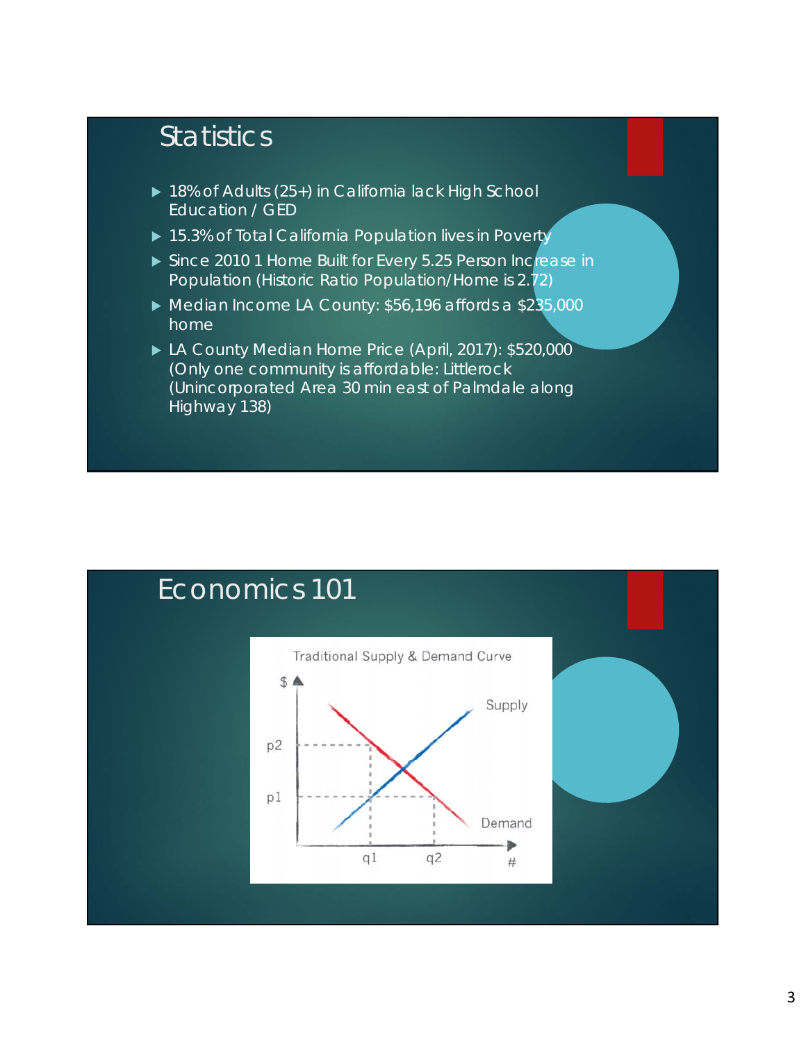## Statistics

- 18% of Adults (25+) in California lack High School Education / GED
- 15.3% of Total California Population lives in Poverty
- Since 2010 1 Home Built for Every 5.25 Person Increase in Population (Historic Ratio Population/Home is 2.72)
- Median Income LA County: $56,196 affords a $235,000 home
- LA County Median Home Price (April, 2017): $520,000 (Only one community is affordable: Littlerock (Unincorporated Area 30 min east of Palmdale along Highway 138)

## Economics 101

Traditional Supply & Demand Curve

$ | p2 | p1 | q1 | q2 | # | Supply | Demand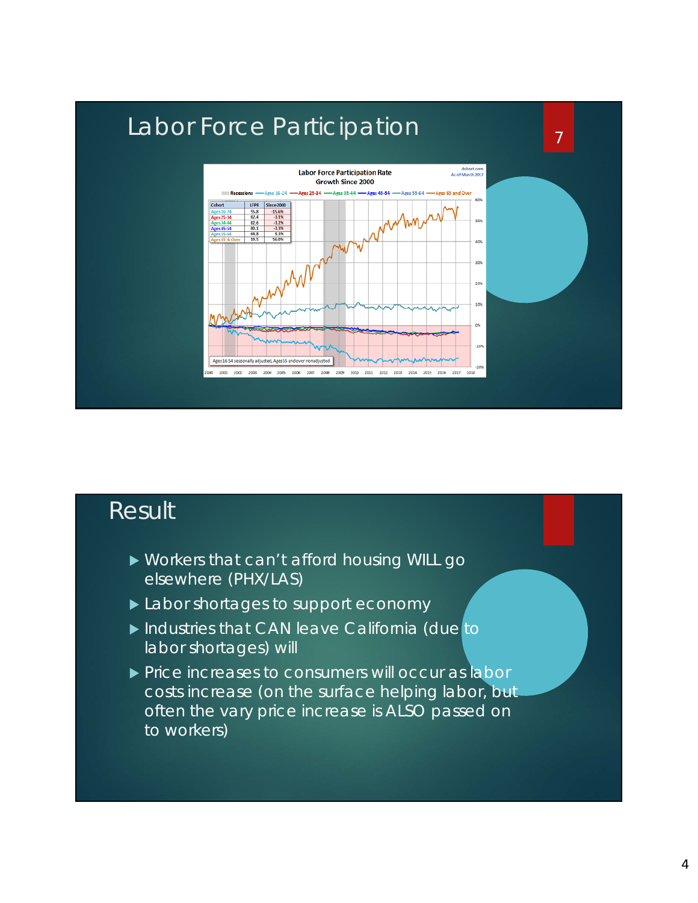# Labor Force Participation

Labor Force Participation Rate
Growth Since 2000

| Cohort | LFPR | Since 2000 |
|---|---|---|
| Ages 16-24 | 55.8 | -15.6% |
| Ages 25-34 | 82.4 | -3.1% |
| Ages 35-44 | 82.6 | -3.2% |
| Ages 45-54 | 80.1 | -3.3% |
| Ages 55-64 | 64.8 | 9.3% |
| Ages 65 & Over | 19.5 | 56.0% |

Ages 16-54 seasonally adjusted, Ages 55 and over nonadjusted

# Result

- Workers that can't afford housing WILL go elsewhere (PHX/LAS)
- Labor shortages to support economy
- Industries that CAN leave California (due to labor shortages) will
- Price increases to consumers will occur as labor costs increase (on the surface helping labor, but often the vary price increase is ALSO passed on to workers)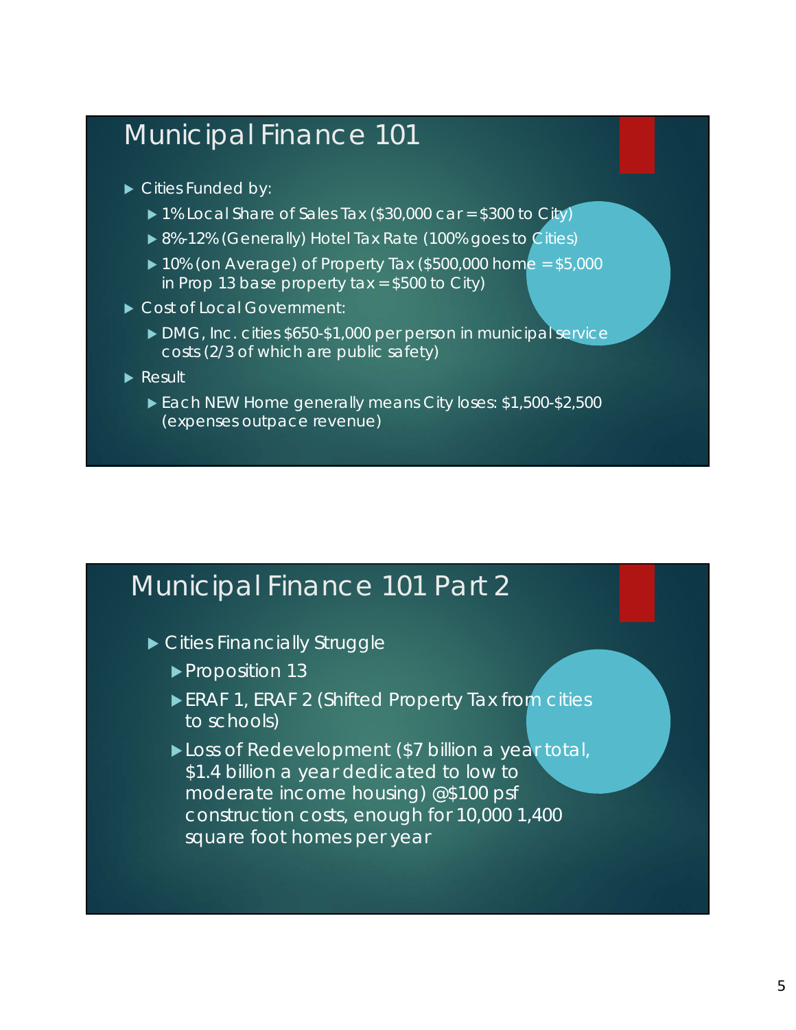## Municipal Finance 101

- Cities Funded by:
  - 1% Local Share of Sales Tax ($30,000 car = $300 to City)
  - 8%-12% (Generally) Hotel Tax Rate (100% goes to Cities)
  - 10% (on Average) of Property Tax ($500,000 home = $5,000 in Prop 13 base property tax = $500 to City)
- Cost of Local Government:
  - DMG, Inc. cities $650-$1,000 per person in municipal service costs (2/3 of which are public safety)
- Result
  - Each NEW Home generally means City loses: $1,500-$2,500 (expenses outpace revenue)

## Municipal Finance 101 Part 2

- Cities Financially Struggle
  - Proposition 13
  - ERAF 1, ERAF 2 (Shifted Property Tax from cities to schools)
  - Loss of Redevelopment ($7 billion a year total, $1.4 billion a year dedicated to low to moderate income housing) @$100 psf construction costs, enough for 10,000 1,400 square foot homes per year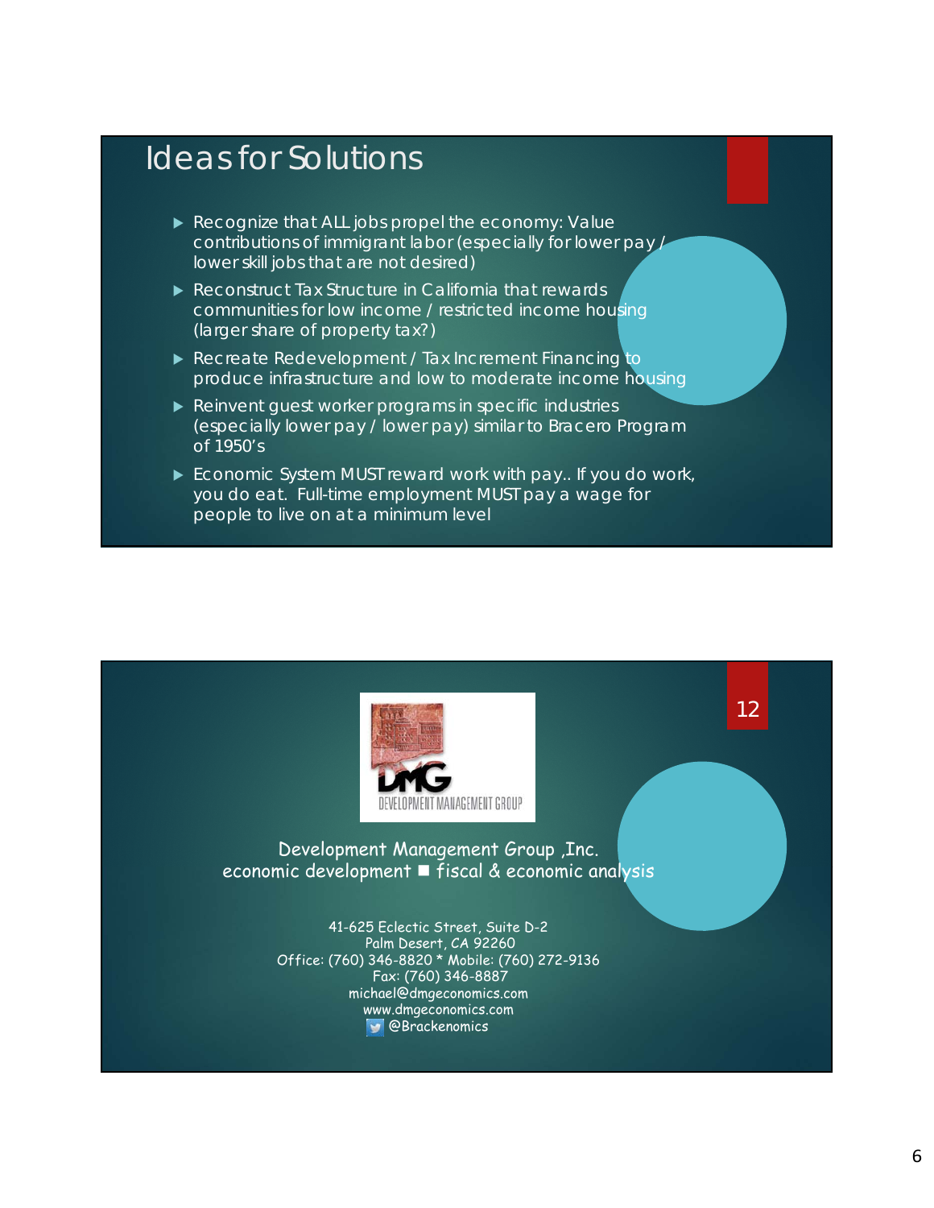# Ideas for Solutions

- Recognize that ALL jobs propel the economy: Value contributions of immigrant labor (especially for lower pay / lower skill jobs that are not desired)
- Reconstruct Tax Structure in California that rewards communities for low income / restricted income housing (larger share of property tax?)
- Recreate Redevelopment / Tax Increment Financing to produce infrastructure and low to moderate income housing
- Reinvent guest worker programs in specific industries (especially lower pay / lower pay) similar to Bracero Program of 1950's
- Economic System MUST reward work with pay.. If you do work, you do eat. Full-time employment MUST pay a wage for people to live on at a minimum level

---

DMG

DEVELOPMENT MANAGEMENT GROUP

Development Management Group ,Inc.
economic development ■ fiscal & economic analysis

41-625 Eclectic Street, Suite D-2
Palm Desert, CA 92260
Office: (760) 346-8820 * Mobile: (760) 272-9136
Fax: (760) 346-8887
michael@dmgeconomics.com
www.dmgeconomics.com
@Brackenomics